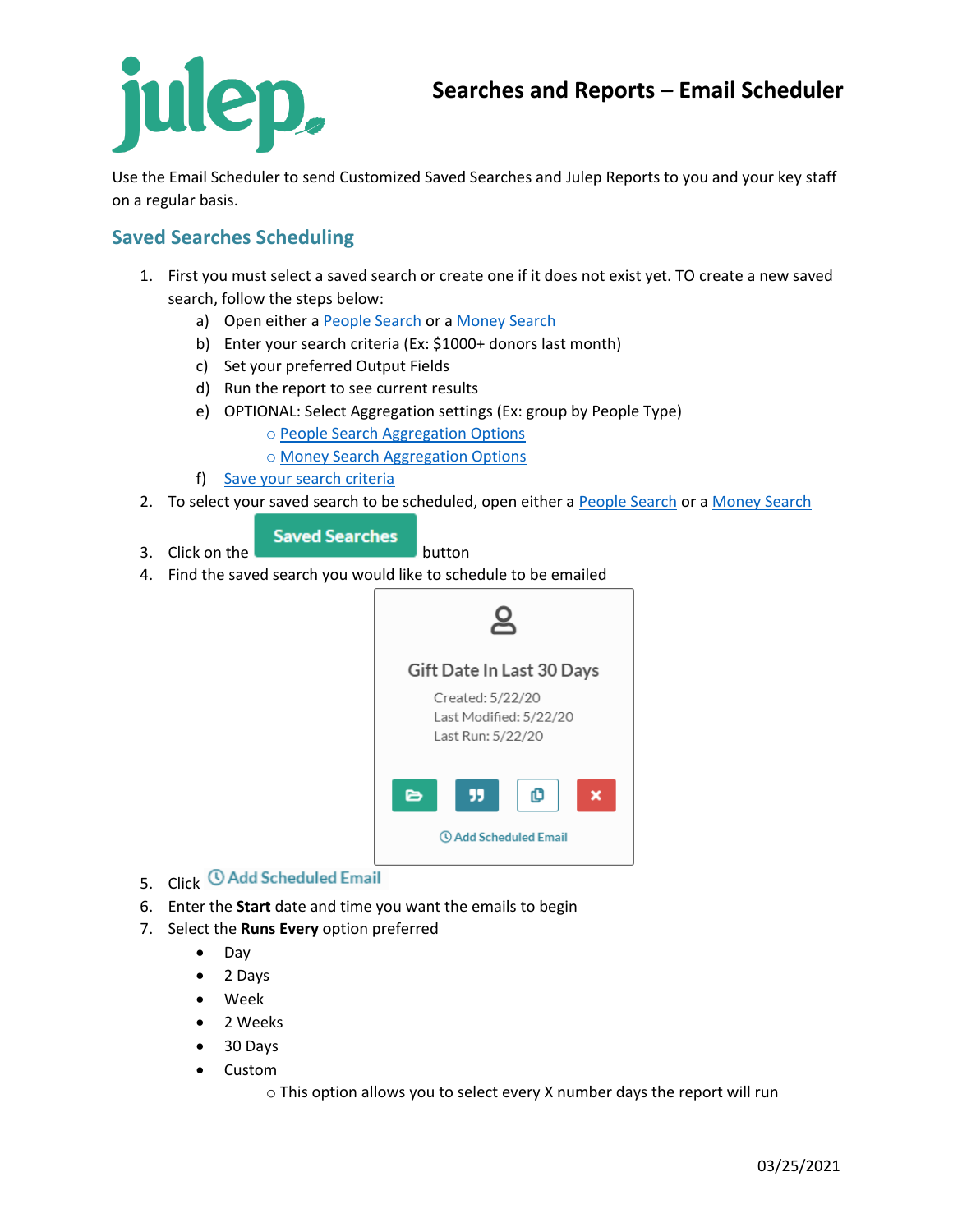# Searches and Reports – Email Scheduler

Use the Email Scheduler to send Customized Saved Searches and Julep Reports to you and your key staff on a regular basis.

## Saved Searches Scheduling

1. First you must select a saved search or create one if it does not exist yet. TO create a new saved search, follow the steps below:
   a) Open either a People Search or a Money Search
   b) Enter your search criteria (Ex: $1000+ donors last month)
   c) Set your preferred Output Fields
   d) Run the report to see current results
   e) OPTIONAL: Select Aggregation settings (Ex: group by People Type)
      - People Search Aggregation Options
      - Money Search Aggregation Options
   f) Save your search criteria
2. To select your saved search to be scheduled, open either a People Search or a Money Search
3. Click on the **Saved Searches** button
4. Find the saved search you would like to schedule to be emailed

   Gift Date In Last 30 Days
   Created: 5/22/20
   Last Modified: 5/22/20
   Last Run: 5/22/20
   Add Scheduled Email

5. Click **Add Scheduled Email**
6. Enter the **Start** date and time you want the emails to begin
7. Select the **Runs Every** option preferred
   - Day
   - 2 Days
   - Week
   - 2 Weeks
   - 30 Days
   - Custom
     - This option allows you to select every X number days the report will run

03/25/2021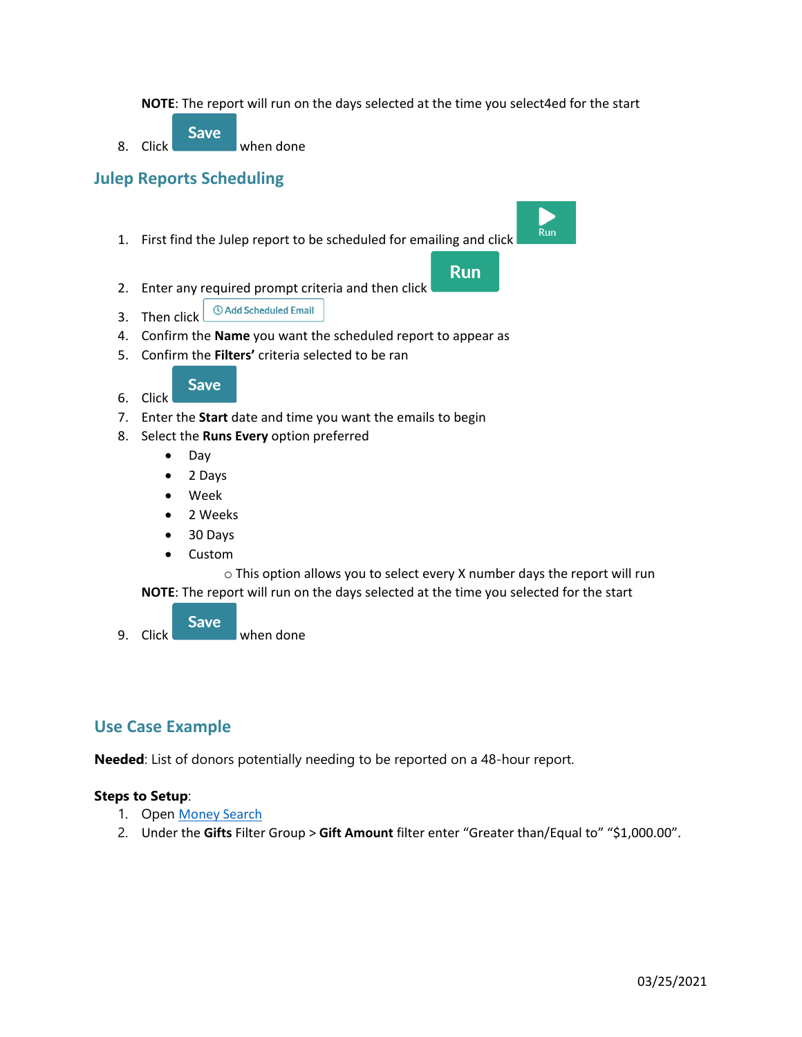**NOTE**: The report will run on the days selected at the time you select4ed for the start

8. Click Save when done

## Julep Reports Scheduling

1. First find the Julep report to be scheduled for emailing and click Run
2. Enter any required prompt criteria and then click Run
3. Then click Add Scheduled Email
4. Confirm the **Name** you want the scheduled report to appear as
5. Confirm the **Filters'** criteria selected to be ran
6. Click Save
7. Enter the **Start** date and time you want the emails to begin
8. Select the **Runs Every** option preferred
   - Day
   - 2 Days
   - Week
   - 2 Weeks
   - 30 Days
   - Custom
     - This option allows you to select every X number days the report will run

   **NOTE**: The report will run on the days selected at the time you selected for the start

9. Click Save when done

## Use Case Example

**Needed**: List of donors potentially needing to be reported on a 48-hour report.

**Steps to Setup**:

1. Open Money Search
2. Under the **Gifts** Filter Group > **Gift Amount** filter enter "Greater than/Equal to" "$1,000.00".

03/25/2021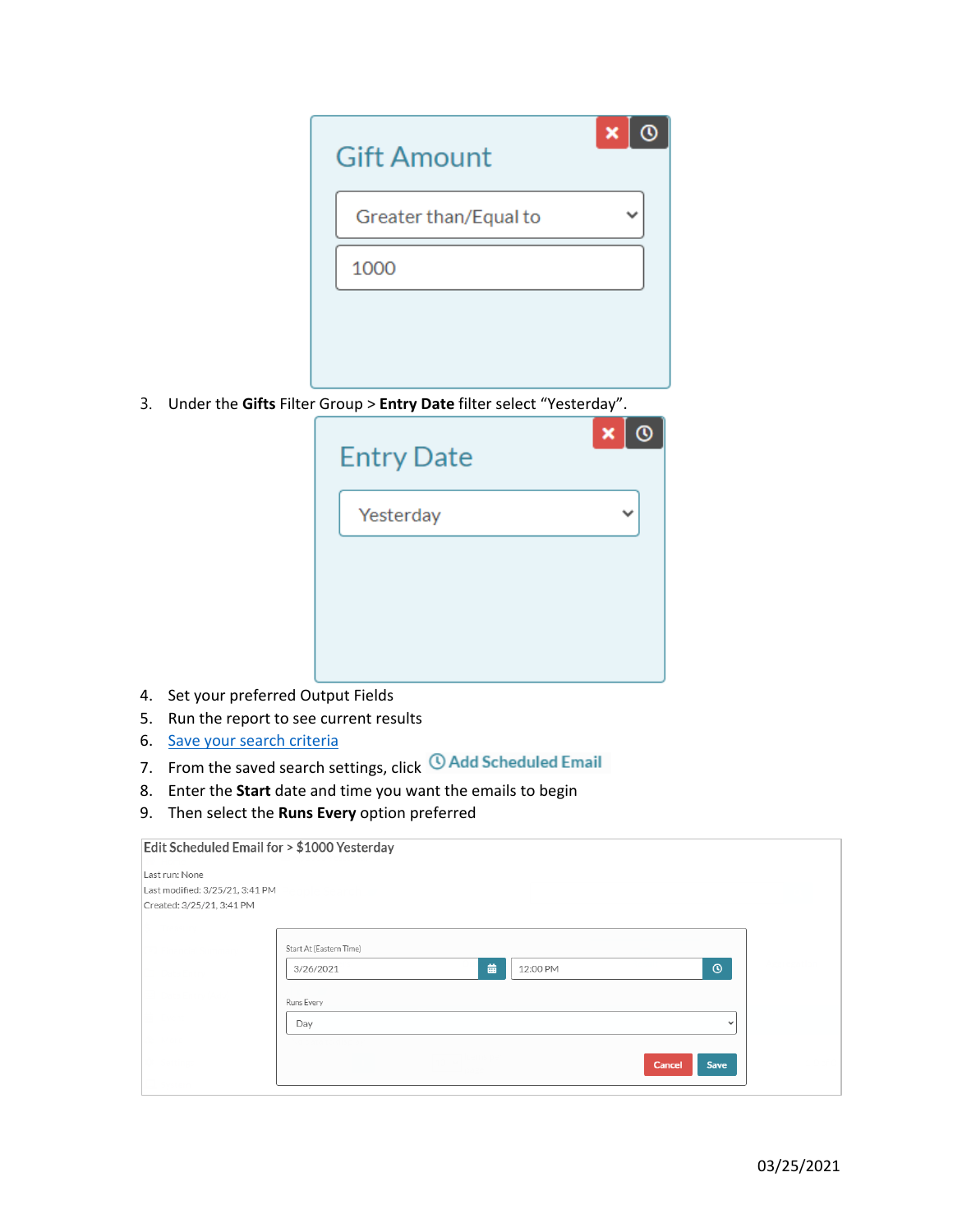Gift Amount

Greater than/Equal to

1000

3. Under the **Gifts** Filter Group > **Entry Date** filter select "Yesterday".

Entry Date

Yesterday

4. Set your preferred Output Fields
5. Run the report to see current results
6. Save your search criteria
7. From the saved search settings, click Add Scheduled Email
8. Enter the **Start** date and time you want the emails to begin
9. Then select the **Runs Every** option preferred

Edit Scheduled Email for > $1000 Yesterday

Last run: None
Last modified: 3/25/21, 3:41 PM
Created: 3/25/21, 3:41 PM

Start At (Eastern Time)

3/26/2021 12:00 PM

Runs Every

Day

Cancel Save

03/25/2021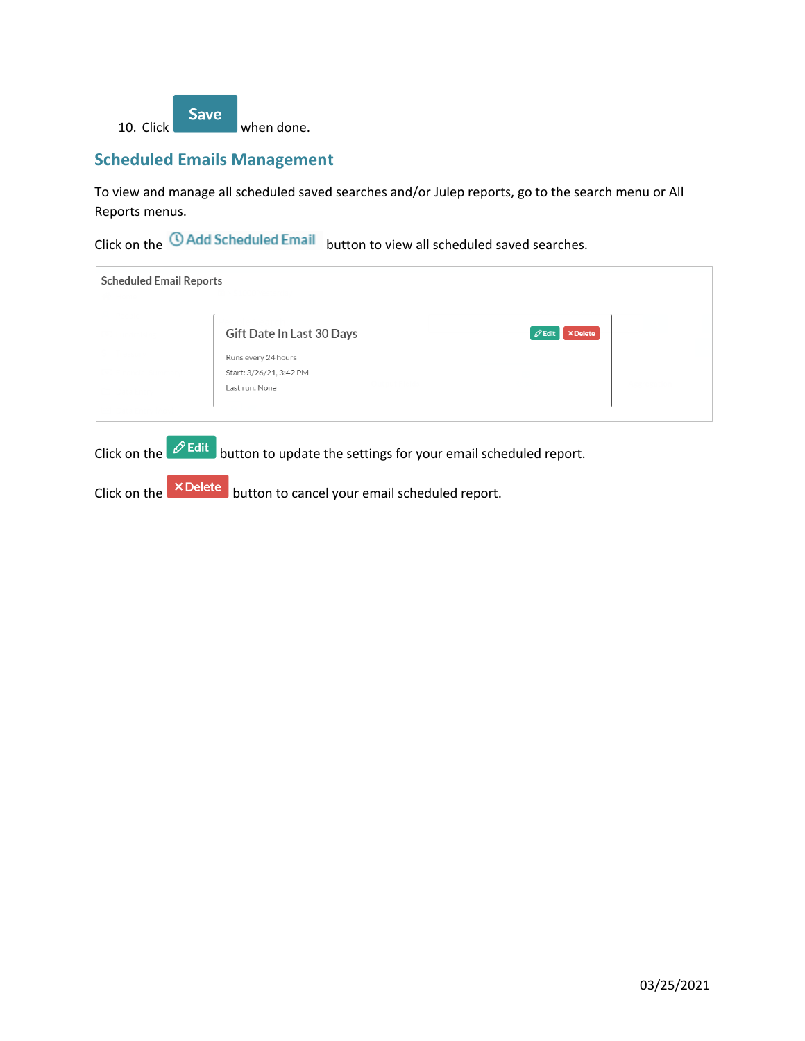10. Click **Save** when done.

## Scheduled Emails Management

To view and manage all scheduled saved searches and/or Julep reports, go to the search menu or All Reports menus.

Click on the **Add Scheduled Email** button to view all scheduled saved searches.

Scheduled Email Reports

Gift Date In Last 30 Days

Edit Delete

Runs every 24 hours

Start: 3/26/21, 3:42 PM

Last run: None

Click on the **Edit** button to update the settings for your email scheduled report.

Click on the **Delete** button to cancel your email scheduled report.

03/25/2021